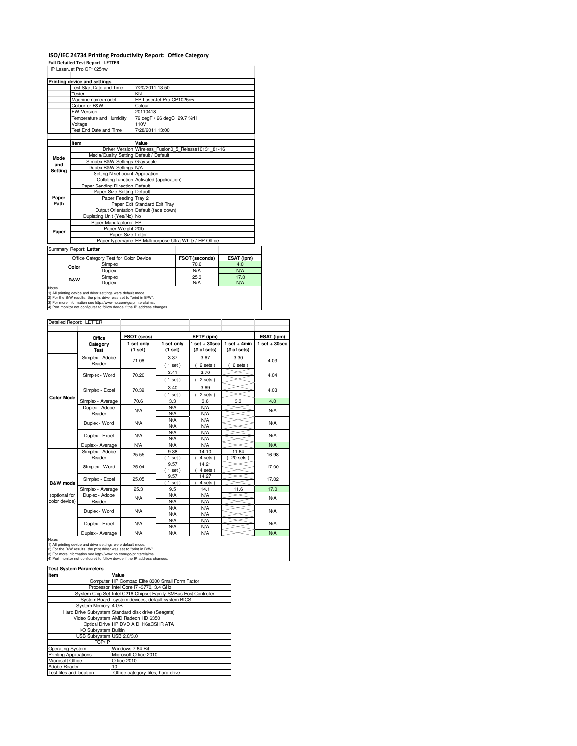# ISO/IEC 24734 Printing Productivity Report: Office Category

**Full Detailed Test Report - LETTER**

HP LaserJet Pro CP1025nw

| Printing device and settings | |
|---|---|
| Test Start Date and Time | 7/20/2011 13:50 |
| Tester | KN |
| Machine name/model | HP LaserJet Pro CP1025nw |
| Colour or B&W | Colour |
| FW Version | 20110418 |
| Temperature and Humidity | 79 degF / 26 degC 29.7 %rH |
| Voltage | 110V |
| Test End Date and Time | 7/28/2011 13:00 |

| | Item | Value |
|---|---|---|
| Mode and Setting | Driver Version | Wireless_Fusion0_5_Release10131_81-16 |
| | Media/Quality Setting | Default / Default |
| | Simplex B&W Settings | Grayscale |
| | Duplex B&W Settings | N/A |
| | Setting N set count | Application |
| | Collating function | Activated (application) |
| Paper Path | Paper Sending Direction | Default |
| | Paper Size Setting | Default |
| | Paper Feeding | Tray 2 |
| | Paper Exit | Standard Exit Tray |
| | Output Orientation | Default (face down) |
| | Duplexing Unit (Yes/No) | No |
| Paper | Paper Manufacturer | HP |
| | Paper Weight | 20lb |
| | Paper Size | Letter |
| | Paper type/name | HP Multipurpose Ultra White / HP Office |

Summary Report: **Letter**

| Office Category Test for Color Device | | FSOT (seconds) | ESAT (ipm) |
|---|---|---|---|
| Color | Simplex | 70.6 | 4.0 |
| | Duplex | N/A | N/A |
| B&W | Simplex | 25.3 | 17.0 |
| | Duplex | N/A | N/A |

Notes
1) All printing device and driver settings were default mode.
2) For the B/W results, the print driver was set to "print in B/W".
3) For more information see http://www.hp.com/go/printerclaims.
4) Port monitor not configured to follow device if the IP address changes.

Detailed Report: LETTER

| | Office Category Test | FSOT (secs) 1 set only (1 set) | EFTP (ipm) 1 set only (1 set) | EFTP (ipm) 1 set + 30sec (# of sets) | EFTP (ipm) 1 set + 4min (# of sets) | ESAT (ipm) 1 set + 30sec |
|---|---|---|---|---|---|---|
| Color Mode | Simplex - Adobe Reader | 71.06 | 3.37 (1 set) | 3.67 (2 sets) | 3.30 (6 sets) | 4.03 |
| | Simplex - Word | 70.20 | 3.41 (1 set) | 3.70 (2 sets) | | 4.04 |
| | Simplex - Excel | 70.39 | 3.40 (1 set) | 3.69 (2 sets) | | 4.03 |
| | Simplex - Average | 70.6 | 3.3 | 3.6 | 3.3 | 4.0 |
| | Duplex - Adobe Reader | N/A | N/A N/A | N/A N/A | | N/A |
| | Duplex - Word | N/A | N/A N/A | N/A N/A | | N/A |
| | Duplex - Excel | N/A | N/A N/A | N/A N/A | | N/A |
| | Duplex - Average | N/A | N/A | N/A | | N/A |
| B&W mode (optional for color device) | Simplex - Adobe Reader | 25.55 | 9.38 (1 set) | 14.10 (4 sets) | 11.64 (20 sets) | 16.98 |
| | Simplex - Word | 25.04 | 9.57 (1 set) | 14.21 (4 sets) | | 17.00 |
| | Simplex - Excel | 25.05 | 9.57 (1 set) | 14.27 (4 sets) | | 17.02 |
| | Simplex - Average | 25.3 | 9.5 | 14.1 | 11.6 | 17.0 |
| | Duplex - Adobe Reader | N/A | N/A N/A | N/A N/A | | N/A |
| | Duplex - Word | N/A | N/A N/A | N/A N/A | | N/A |
| | Duplex - Excel | N/A | N/A N/A | N/A N/A | | N/A |
| | Duplex - Average | N/A | N/A | N/A | | N/A |

Notes
1) All printing device and driver settings were default mode.
2) For the B/W results, the print driver was set to "print in B/W".
3) For more information see http://www.hp.com/go/printerclaims.
4) Port monitor not configured to follow device if the IP address changes.

| Test System Parameters | |
|---|---|
| **Item** | **Value** |
| Computer | HP Compaq Elite 8300 Small Form Factor |
| Processor | Intel Core i7 -3770, 3.4 GHz |
| System Chip Set | Intel C216 Chipset Family SMBus Host Controller |
| System Board | system devices, default system BIOS |
| System Memory | 4 GB |
| Hard Drive Subsystem | Standard disk drive (Seagate) |
| Video Subsystem | AMD Radeon HD 6350 |
| Optical Drive | HP DVD A DH16aCSHR ATA |
| I/O Subsystem | Builtin |
| USB Subsystem | USB 2.0/3.0 |
| TCP/IP | |
| Operating System | Windows 7 64 Bit |
| Printing Applications | Microsoft Office 2010 |
| Microsoft Office | Office 2010 |
| Adobe Reader | 10 |
| Test files and location | Office category files, hard drive |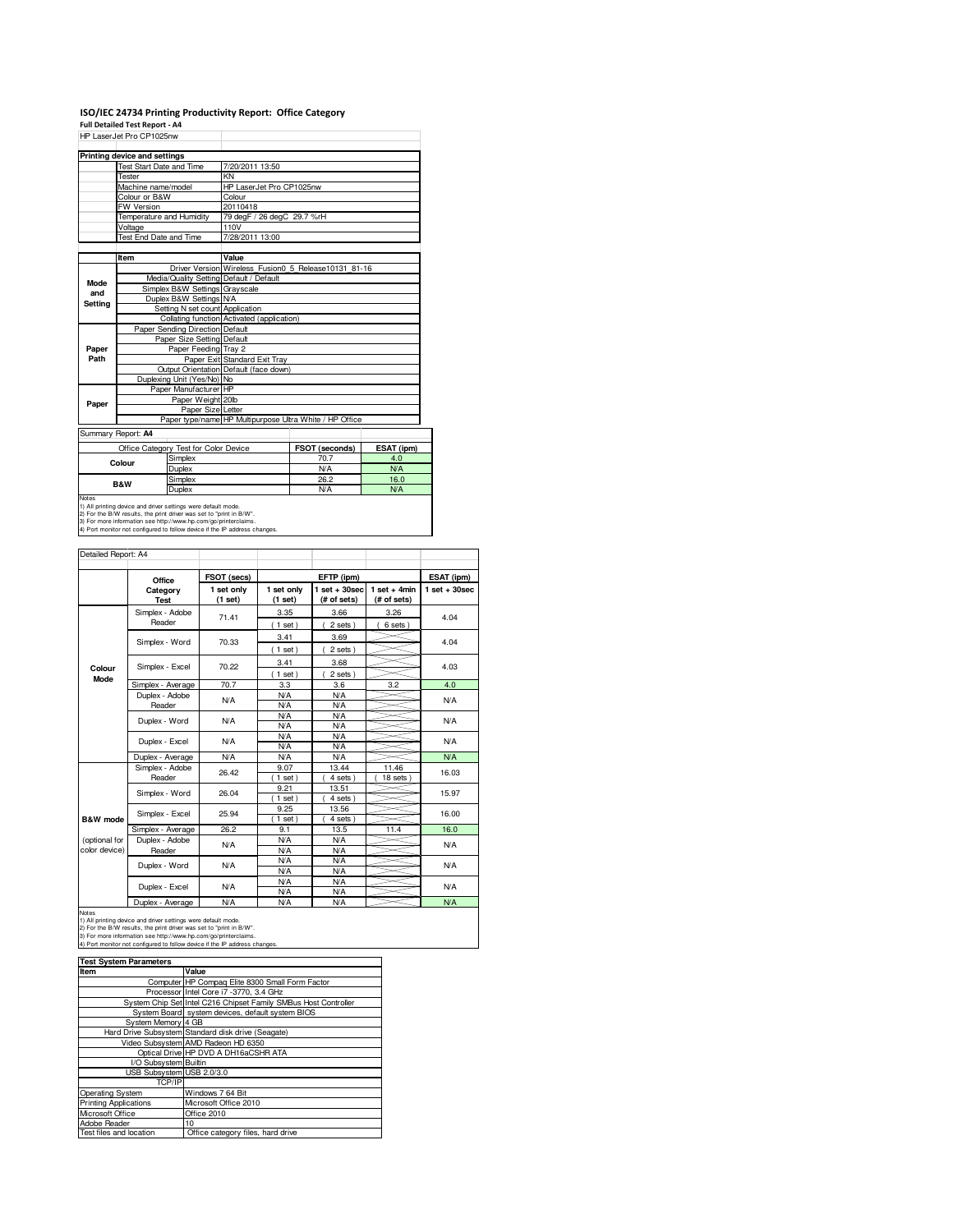# ISO/IEC 24734 Printing Productivity Report: Office Category

**Full Detailed Test Report - A4**

HP LaserJet Pro CP1025nw

| Printing device and settings | |
|---|---|
| Test Start Date and Time | 7/20/2011 13:50 |
| Tester | KN |
| Machine name/model | HP LaserJet Pro CP1025nw |
| Colour or B&W | Colour |
| FW Version | 20110418 |
| Temperature and Humidity | 79 degF / 26 degC 29.7 %rH |
| Voltage | 110V |
| Test End Date and Time | 7/28/2011 13:00 |

| | Item | Value |
|---|---|---|
| Mode and Setting | Driver Version | Wireless_Fusion0_5_Release10131_81-16 |
| | Media/Quality Setting | Default / Default |
| | Simplex B&W Settings | Grayscale |
| | Duplex B&W Settings | N/A |
| | Setting N set count | Application |
| | Collating function | Activated (application) |
| Paper Path | Paper Sending Direction | Default |
| | Paper Size Setting | Default |
| | Paper Feeding | Tray 2 |
| | Paper Exit | Standard Exit Tray |
| | Output Orientation | Default (face down) |
| | Duplexing Unit (Yes/No) | No |
| Paper | Paper Manufacturer | HP |
| | Paper Weight | 20lb |
| | Paper Size | Letter |
| | Paper type/name | HP Multipurpose Ultra White / HP Office |

Summary Report: **A4**

| Office Category Test for Color Device | | FSOT (seconds) | ESAT (ipm) |
|---|---|---|---|
| Colour | Simplex | 70.7 | 4.0 |
| | Duplex | N/A | N/A |
| B&W | Simplex | 26.2 | 16.0 |
| | Duplex | N/A | N/A |

Notes
1) All printing device and driver settings were default mode.
2) For the B/W results, the print driver was set to "print in B/W".
3) For more information see http://www.hp.com/go/printerclaims.
4) Port monitor not configured to follow device if the IP address changes.

Detailed Report: A4

| | Office Category Test | FSOT (secs) 1 set only (1 set) | EFTP (ipm) 1 set only (1 set) | EFTP (ipm) 1 set + 30sec (# of sets) | EFTP (ipm) 1 set + 4min (# of sets) | ESAT (ipm) 1 set + 30sec |
|---|---|---|---|---|---|---|
| Colour Mode | Simplex - Adobe Reader | 71.41 | 3.35 (1 set) | 3.66 (2 sets) | 3.26 (6 sets) | 4.04 |
| | Simplex - Word | 70.33 | 3.41 (1 set) | 3.69 (2 sets) | | 4.04 |
| | Simplex - Excel | 70.22 | 3.41 (1 set) | 3.68 (2 sets) | | 4.03 |
| | Simplex - Average | 70.7 | 3.3 | 3.6 | 3.2 | 4.0 |
| | Duplex - Adobe Reader | N/A | N/A N/A | N/A N/A | | N/A |
| | Duplex - Word | N/A | N/A N/A | N/A N/A | | N/A |
| | Duplex - Excel | N/A | N/A N/A | N/A N/A | | N/A |
| | Duplex - Average | N/A | N/A | N/A | | N/A |
| B&W mode (optional for color device) | Simplex - Adobe Reader | 26.42 | 9.07 (1 set) | 13.44 (4 sets) | 11.46 (18 sets) | 16.03 |
| | Simplex - Word | 26.04 | 9.21 (1 set) | 13.51 (4 sets) | | 15.97 |
| | Simplex - Excel | 25.94 | 9.25 (1 set) | 13.56 (4 sets) | | 16.00 |
| | Simplex - Average | 26.2 | 9.1 | 13.5 | 11.4 | 16.0 |
| | Duplex - Adobe Reader | N/A | N/A N/A | N/A N/A | | N/A |
| | Duplex - Word | N/A | N/A N/A | N/A N/A | | N/A |
| | Duplex - Excel | N/A | N/A N/A | N/A N/A | | N/A |
| | Duplex - Average | N/A | N/A | N/A | | N/A |

Notes
1) All printing device and driver settings were default mode.
2) For the B/W results, the print driver was set to "print in B/W".
3) For more information see http://www.hp.com/go/printerclaims.
4) Port monitor not configured to follow device if the IP address changes.

| Test System Parameters | |
|---|---|
| **Item** | **Value** |
| Computer | HP Compaq Elite 8300 Small Form Factor |
| Processor | Intel Core i7 -3770, 3.4 GHz |
| System Chip Set | Intel C216 Chipset Family SMBus Host Controller |
| System Board | system devices, default system BIOS |
| System Memory | 4 GB |
| Hard Drive Subsystem | Standard disk drive (Seagate) |
| Video Subsystem | AMD Radeon HD 6350 |
| Optical Drive | HP DVD A DH16aCSHR ATA |
| I/O Subsystem | Builtin |
| USB Subsystem | USB 2.0/3.0 |
| TCP/IP | |
| Operating System | Windows 7 64 Bit |
| Printing Applications | Microsoft Office 2010 |
| Microsoft Office | Office 2010 |
| Adobe Reader | 10 |
| Test files and location | Office category files, hard drive |